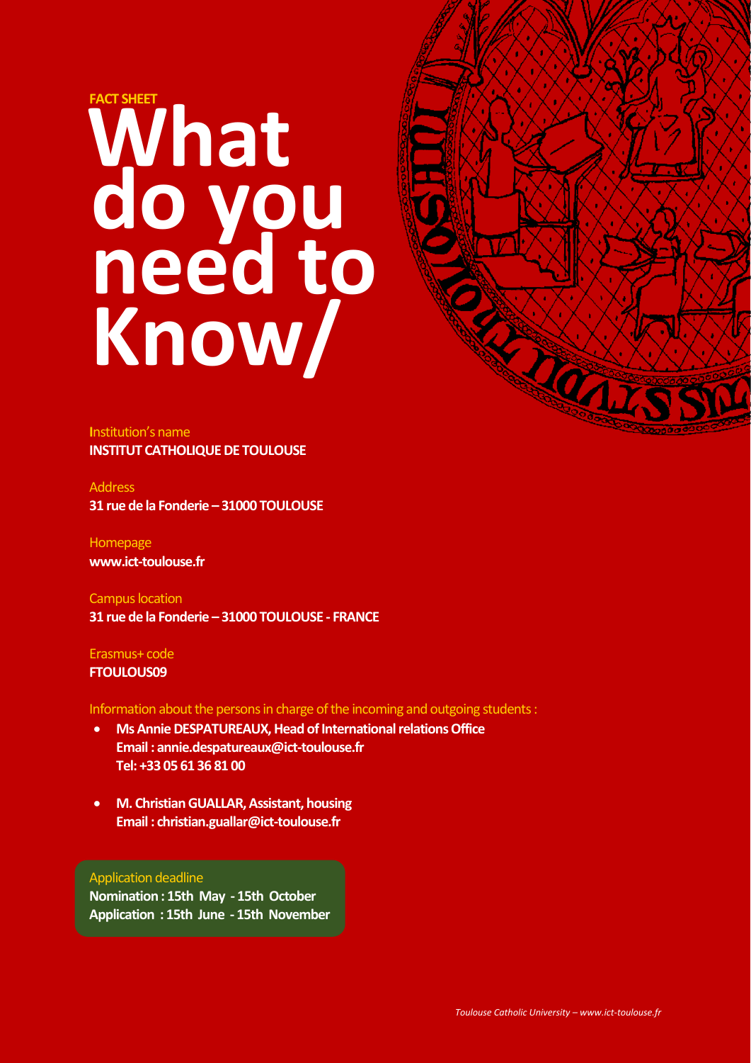FACT SHEET

# What do you need to Know/

**I**nstitution's name
**INSTITUT CATHOLIQUE DE TOULOUSE**

Address
**31 rue de la Fonderie – 31000 TOULOUSE**

Homepage
**www.ict-toulouse.fr**

Campus location
**31 rue de la Fonderie – 31000 TOULOUSE - FRANCE**

Erasmus+ code
**FTOULOUS09**

Information about the persons in charge of the incoming and outgoing students :

- **Ms Annie DESPATUREAUX, Head of International relations Office**
  **Email : annie.despatureaux@ict-toulouse.fr**
  **Tel: +33 05 61 36 81 00**

- **M. Christian GUALLAR, Assistant, housing**
  **Email : christian.guallar@ict-toulouse.fr**

Application deadline
**Nomination : 15th May - 15th October**
**Application : 15th June - 15th November**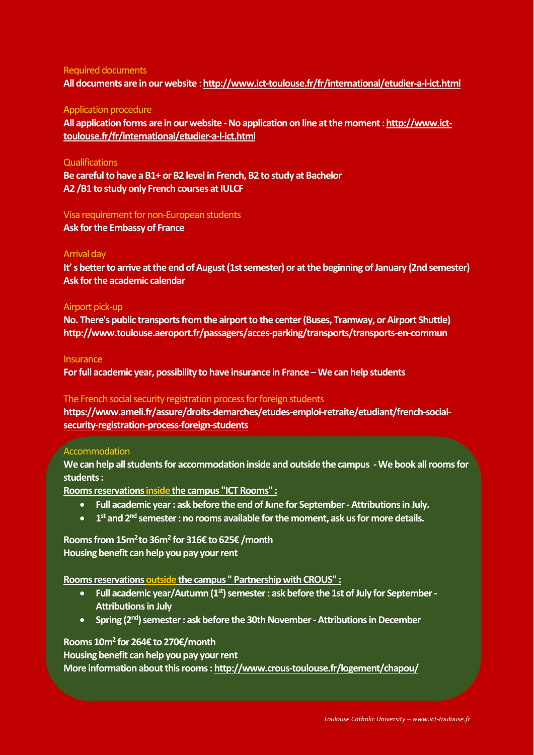## Required documents

**All documents are in our website** : **http://www.ict-toulouse.fr/fr/international/etudier-a-l-ict.html**

## Application procedure

**All application forms are in our website - No application on line at the moment** : **http://www.ict-toulouse.fr/fr/international/etudier-a-l-ict.html**

## Qualifications

**Be careful to have a B1+ or B2 level in French, B2 to study at Bachelor**
**A2 /B1 to study only French courses at IULCF**

## Visa requirement for non-European students

**Ask for the Embassy of France**

## Arrival day

**It' s better to arrive at the end of August (1st semester) or at the beginning of January (2nd semester)**
**Ask for the academic calendar**

## Airport pick-up

**No. There's public transports from the airport to the center (Buses, Tramway, or Airport Shuttle)**
**http://www.toulouse.aeroport.fr/passagers/acces-parking/transports/transports-en-commun**

## Insurance

**For full academic year, possibility to have insurance in France – We can help students**

## The French social security registration process for foreign students

**https://www.ameli.fr/assure/droits-demarches/etudes-emploi-retraite/etudiant/french-social-security-registration-process-foreign-students**

## Accommodation

**We can help all students for accommodation inside and outside the campus - We book all rooms for students :**

**Rooms reservations inside the campus "ICT Rooms" :**

- **Full academic year : ask before the end of June for September - Attributions in July.**
- **1st and 2nd semester : no rooms available for the moment, ask us for more details.**

**Rooms from 15m² to 36m² for 316€ to 625€ /month**
**Housing benefit can help you pay your rent**

**Rooms reservations outside the campus " Partnership with CROUS" :**

- **Full academic year/Autumn (1st) semester : ask before the 1st of July for September - Attributions in July**
- **Spring (2nd) semester : ask before the 30th November - Attributions in December**

**Rooms 10m² for 264€ to 270€/month**
**Housing benefit can help you pay your rent**
**More information about this rooms : http://www.crous-toulouse.fr/logement/chapou/**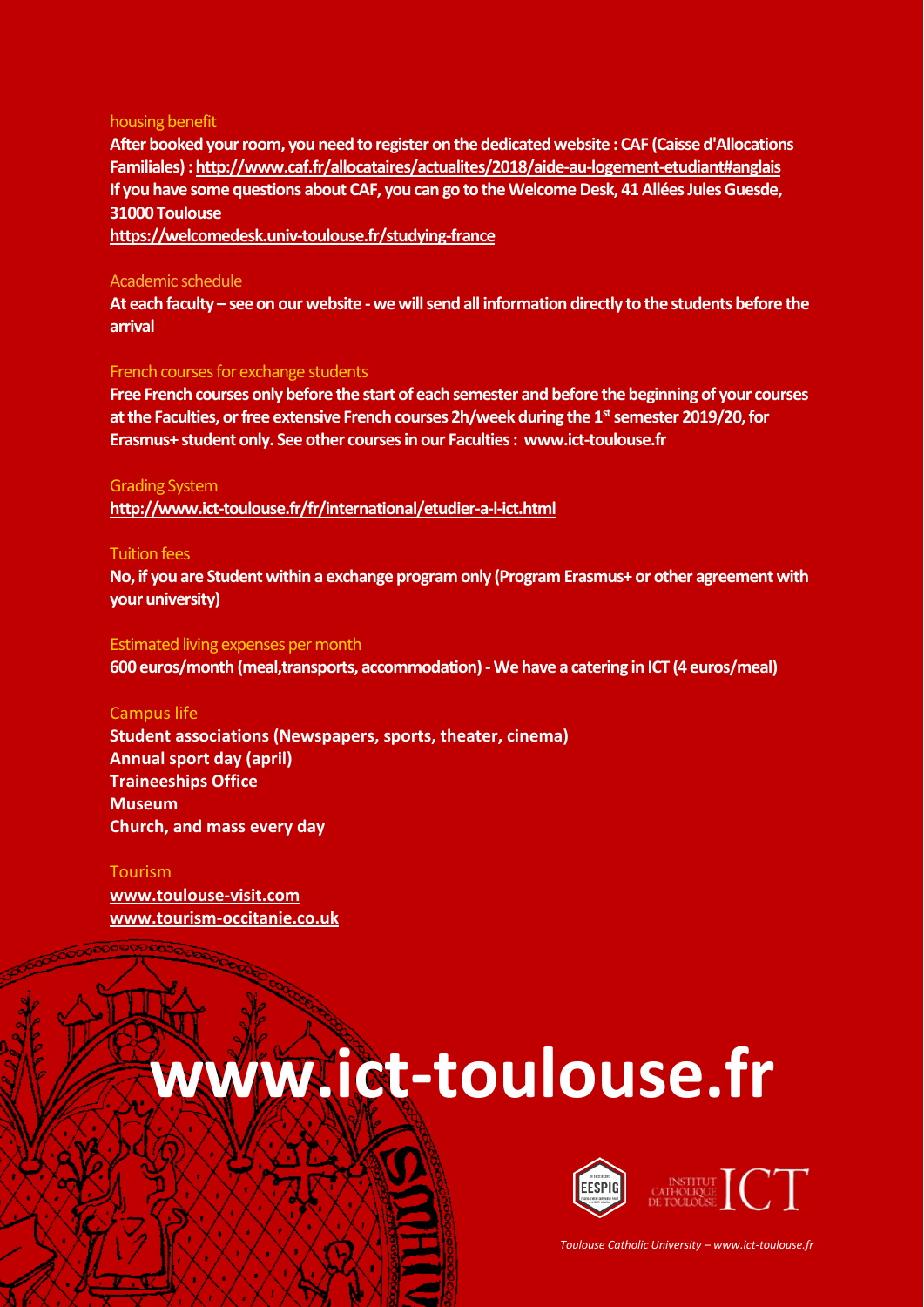### housing benefit

**After booked your room, you need to register on the dedicated website : CAF (Caisse d'Allocations Familiales) : http://www.caf.fr/allocataires/actualites/2018/aide-au-logement-etudiant#anglais**
**If you have some questions about CAF, you can go to the Welcome Desk, 41 Allées Jules Guesde, 31000 Toulouse**
**https://welcomedesk.univ-toulouse.fr/studying-france**

### Academic schedule

**At each faculty – see on our website - we will send all information directly to the students before the arrival**

### French courses for exchange students

**Free French courses only before the start of each semester and before the beginning of your courses at the Faculties, or free extensive French courses 2h/week during the 1st semester 2019/20, for Erasmus+ student only. See other courses in our Faculties : www.ict-toulouse.fr**

### Grading System

**http://www.ict-toulouse.fr/fr/international/etudier-a-l-ict.html**

### Tuition fees

**No, if you are Student within a exchange program only (Program Erasmus+ or other agreement with your university)**

### Estimated living expenses per month

**600 euros/month (meal,transports, accommodation) - We have a catering in ICT (4 euros/meal)**

### Campus life

**Student associations (Newspapers, sports, theater, cinema)**
**Annual sport day (april)**
**Traineeships Office**
**Museum**
**Church, and mass every day**

### Tourism

**www.toulouse-visit.com**
**www.tourism-occitanie.co.uk**

# www.ict-toulouse.fr

EESPIG

INSTITUT CATHOLIQUE DE TOULOUSE ICT

*Toulouse Catholic University – www.ict-toulouse.fr*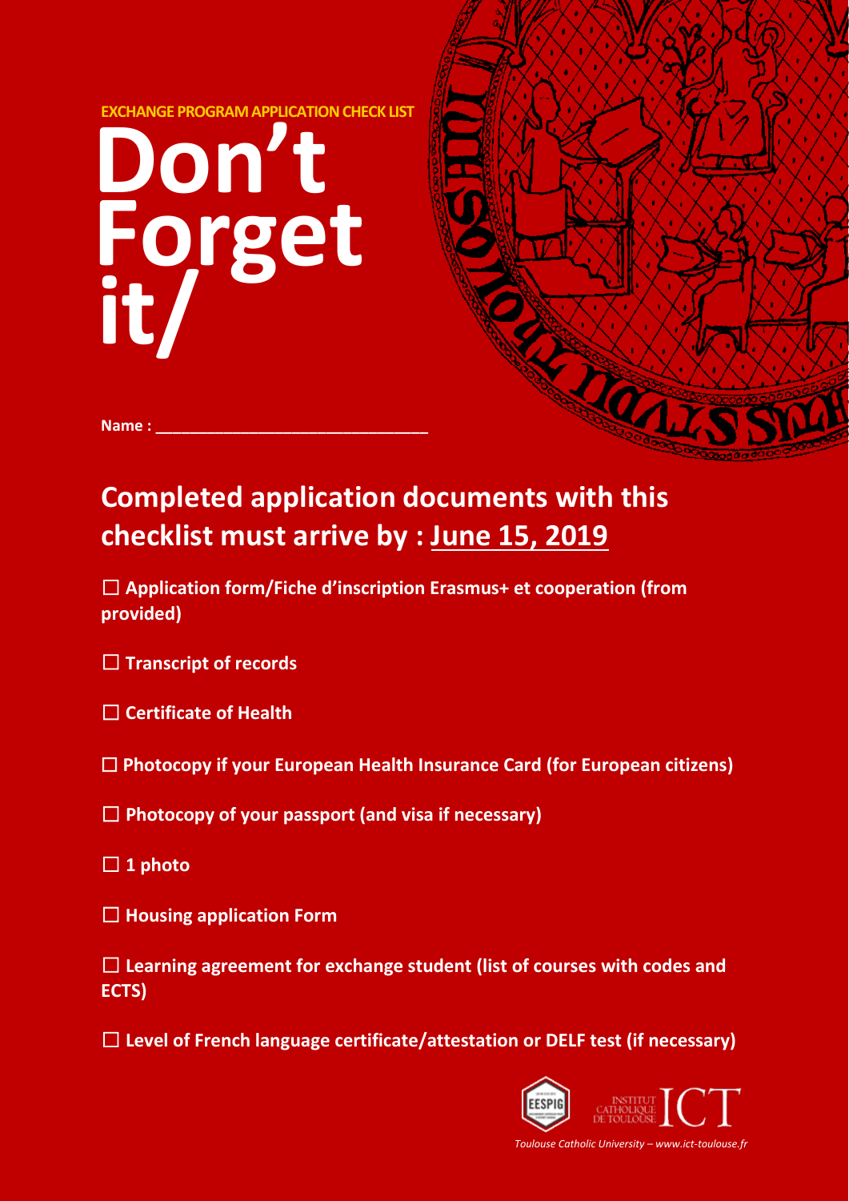EXCHANGE PROGRAM APPLICATION CHECK LIST

# Don't Forget it/

**Name :** ______________________________

## Completed application documents with this checklist must arrive by : <u>June 15, 2019</u>

☐ **Application form/Fiche d'inscription Erasmus+ et cooperation (from provided)**

☐ **Transcript of records**

☐ **Certificate of Health**

☐ **Photocopy if your European Health Insurance Card (for European citizens)**

☐ **Photocopy of your passport (and visa if necessary)**

☐ **1 photo**

☐ **Housing application Form**

☐ **Learning agreement for exchange student (list of courses with codes and ECTS)**

☐ **Level of French language certificate/attestation or DELF test (if necessary)**

EESPIG — INSTITUT CATHOLIQUE DE TOULOUSE ICT

*Toulouse Catholic University – www.ict-toulouse.fr*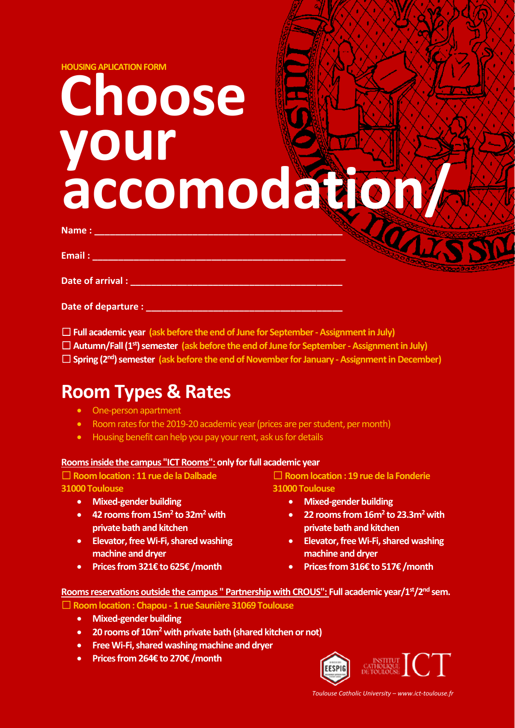HOUSING APLICATION FORM

# Choose your accomodation/

**Name :** ______________________________________________

**Email :** ______________________________________________

**Date of arrival :** ______________________________________

**Date of departure :** ____________________________________

☐ **Full academic year** **(ask before the end of June for September - Assignment in July)**
☐ **Autumn/Fall (1st) semester** **(ask before the end of June for September - Assignment in July)**
☐ **Spring (2nd) semester** **(ask before the end of November for January - Assignment in December)**

## Room Types & Rates

- One-person apartment
- Room rates for the 2019-20 academic year (prices are per student, per month)
- Housing benefit can help you pay your rent, ask us for details

**Rooms inside the campus "ICT Rooms": only for full academic year**

☐ **Room location : 11 rue de la Dalbade 31000 Toulouse**

- **Mixed-gender building**
- **42 rooms from 15m² to 32m² with private bath and kitchen**
- **Elevator, free Wi-Fi, shared washing machine and dryer**
- **Prices from 321€ to 625€ /month**

☐ **Room location : 19 rue de la Fonderie 31000 Toulouse**

- **Mixed-gender building**
- **22 rooms from 16m² to 23.3m² with private bath and kitchen**
- **Elevator, free Wi-Fi, shared washing machine and dryer**
- **Prices from 316€ to 517€ /month**

**Rooms reservations outside the campus " Partnership with CROUS": Full academic year/1st/2nd sem.**

☐ **Room location : Chapou - 1 rue Saunière 31069 Toulouse**

- **Mixed-gender building**
- **20 rooms of 10m² with private bath (shared kitchen or not)**
- **Free Wi-Fi, shared washing machine and dryer**
- **Prices from 264€ to 270€ /month**

*Toulouse Catholic University – www.ict-toulouse.fr*